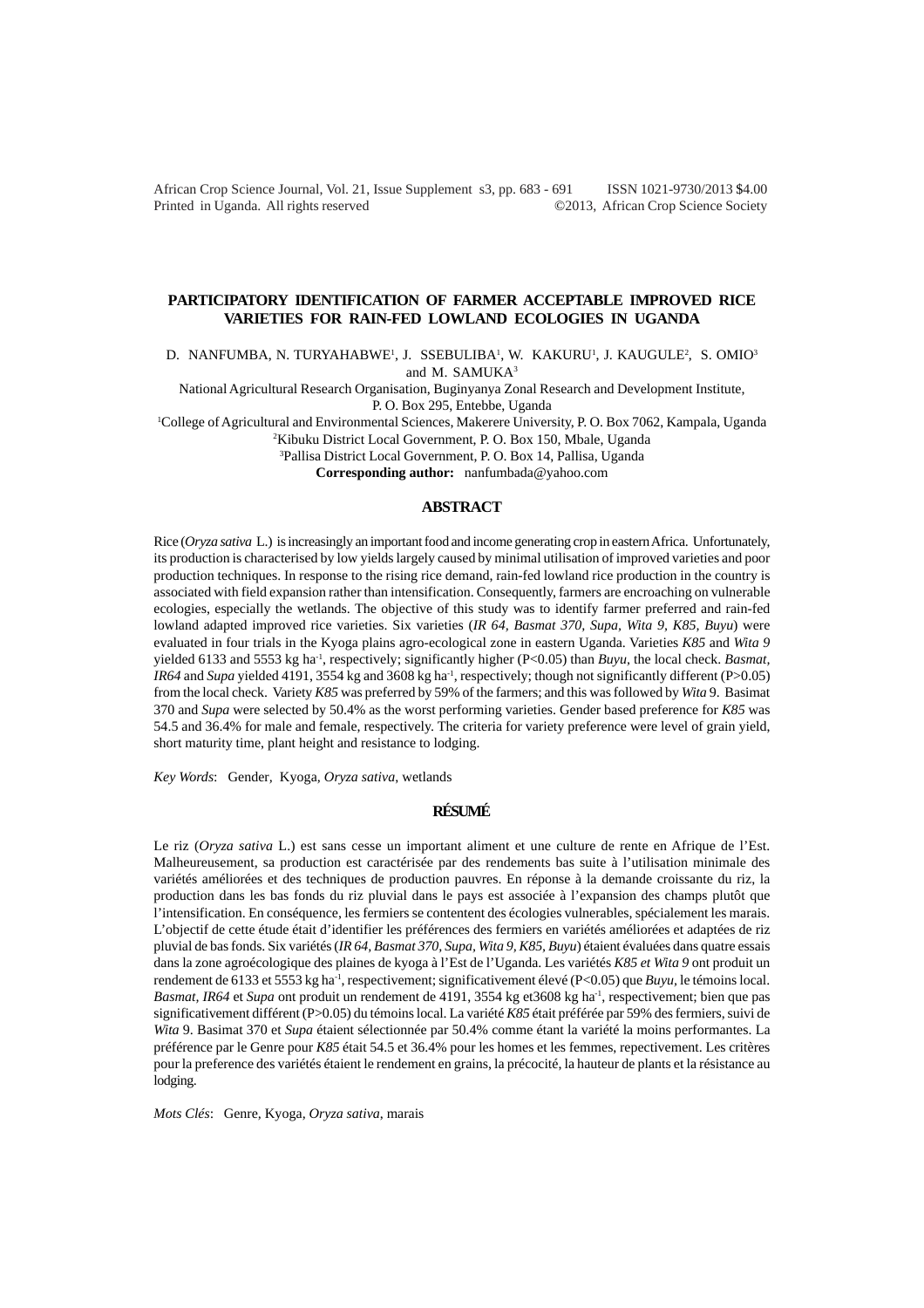# PARTICIPATORY IDENTIFICATION OF FARMER ACCEPTABLE IMPROVED RICE VARIETIES FOR RAIN-FED LOWLAND ECOLOGIES IN UGANDA

D. NANFUMBA, N. TURYAHABWE[1], J. SSEBULIBA[1], W. KAKURU[1], J. KAUGULE[2], S. OMIO[3] and M. SAMUKA[3]

National Agricultural Research Organisation, Buginyanya Zonal Research and Development Institute, P. O. Box 295, Entebbe, Uganda

[1]College of Agricultural and Environmental Sciences, Makerere University, P. O. Box 7062, Kampala, Uganda

[2]Kibuku District Local Government, P. O. Box 150, Mbale, Uganda

[3]Pallisa District Local Government, P. O. Box 14, Pallisa, Uganda

**Corresponding author:** nanfumbada@yahoo.com

## ABSTRACT

Rice (*Oryza sativa* L.) is increasingly an important food and income generating crop in eastern Africa. Unfortunately, its production is characterised by low yields largely caused by minimal utilisation of improved varieties and poor production techniques. In response to the rising rice demand, rain-fed lowland rice production in the country is associated with field expansion rather than intensification. Consequently, farmers are encroaching on vulnerable ecologies, especially the wetlands. The objective of this study was to identify farmer preferred and rain-fed lowland adapted improved rice varieties. Six varieties (*IR 64, Basmat 370, Supa, Wita 9, K85, Buyu*) were evaluated in four trials in the Kyoga plains agro-ecological zone in eastern Uganda. Varieties *K85* and *Wita 9* yielded 6133 and 5553 kg ha$^{-1}$, respectively; significantly higher ($P<0.05$) than *Buyu*, the local check. *Basmat, IR64* and *Supa* yielded 4191, 3554 kg and 3608 kg ha$^{-1}$, respectively; though not significantly different ($P>0.05$) from the local check. Variety *K85* was preferred by 59% of the farmers; and this was followed by *Wita* 9. Basimat 370 and *Supa* were selected by 50.4% as the worst performing varieties. Gender based preference for *K85* was 54.5 and 36.4% for male and female, respectively. The criteria for variety preference were level of grain yield, short maturity time, plant height and resistance to lodging.

*Key Words*: Gender, Kyoga, *Oryza sativa*, wetlands

## RÉSUMÉ

Le riz (*Oryza sativa* L.) est sans cesse un important aliment et une culture de rente en Afrique de l'Est. Malheureusement, sa production est caractérisée par des rendements bas suite à l'utilisation minimale des variétés améliorées et des techniques de production pauvres. En réponse à la demande croissante du riz, la production dans les bas fonds du riz pluvial dans le pays est associée à l'expansion des champs plutôt que l'intensification. En conséquence, les fermiers se contentent des écologies vulnérables, spécialement les marais. L'objectif de cette étude était d'identifier les préférences des fermiers en variétés améliorées et adaptées de riz pluvial de bas fonds. Six variétés (*IR 64, Basmat 370, Supa, Wita 9, K85, Buyu*) étaient évaluées dans quatre essais dans la zone agroécologique des plaines de kyoga à l'Est de l'Uganda. Les variétés *K85 et Wita 9* ont produit un rendement de 6133 et 5553 kg ha$^{-1}$, respectivement; significativement élevé ($P<0.05$) que *Buyu*, le témoins local. *Basmat, IR64* et *Supa* ont produit un rendement de 4191, 3554 kg et3608 kg ha$^{-1}$, respectivement; bien que pas significativement différent ($P>0.05$) du témoins local. La variété *K85* était préférée par 59% des fermiers, suivi de *Wita* 9. Basimat 370 et *Supa* étaient sélectionnée par 50.4% comme étant la variété la moins performantes. La préférence par le Genre pour *K85* était 54.5 et 36.4% pour les homes et les femmes, repectivement. Les critères pour la preference des variétés étaient le rendement en grains, la précocité, la hauteur de plants et la résistance au lodging.

*Mots Clés*: Genre, Kyoga, *Oryza sativa*, marais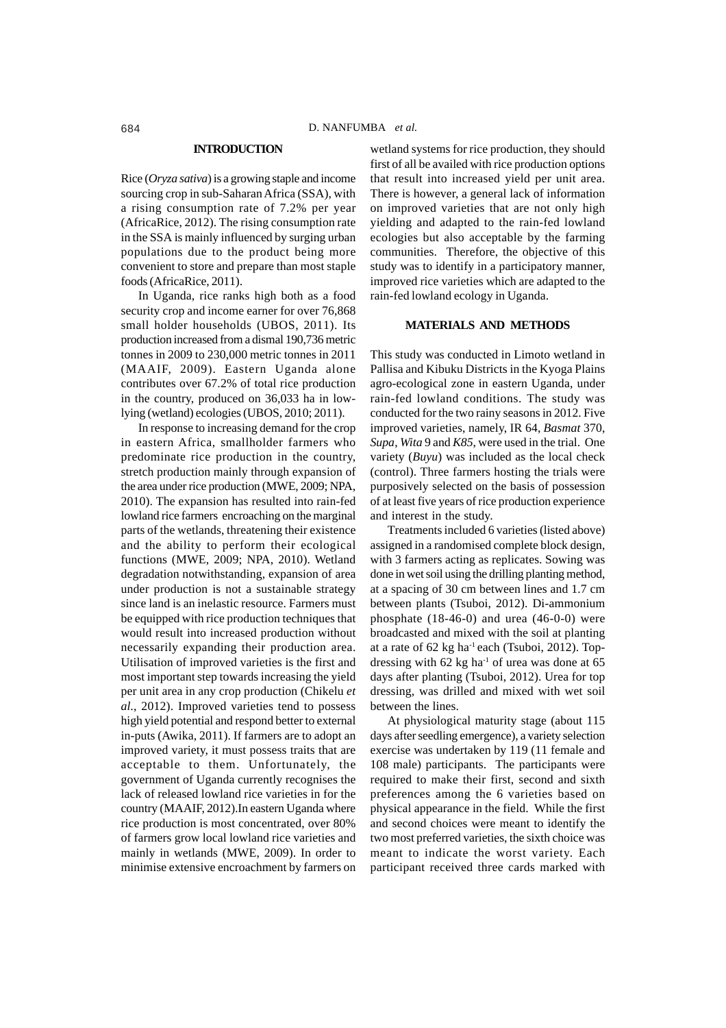## INTRODUCTION

Rice (*Oryza sativa*) is a growing staple and income sourcing crop in sub-Saharan Africa (SSA), with a rising consumption rate of 7.2% per year (AfricaRice, 2012). The rising consumption rate in the SSA is mainly influenced by surging urban populations due to the product being more convenient to store and prepare than most staple foods (AfricaRice, 2011).

In Uganda, rice ranks high both as a food security crop and income earner for over 76,868 small holder households (UBOS, 2011). Its production increased from a dismal 190,736 metric tonnes in 2009 to 230,000 metric tonnes in 2011 (MAAIF, 2009). Eastern Uganda alone contributes over 67.2% of total rice production in the country, produced on 36,033 ha in low-lying (wetland) ecologies (UBOS, 2010; 2011).

In response to increasing demand for the crop in eastern Africa, smallholder farmers who predominate rice production in the country, stretch production mainly through expansion of the area under rice production (MWE, 2009; NPA, 2010). The expansion has resulted into rain-fed lowland rice farmers encroaching on the marginal parts of the wetlands, threatening their existence and the ability to perform their ecological functions (MWE, 2009; NPA, 2010). Wetland degradation notwithstanding, expansion of area under production is not a sustainable strategy since land is an inelastic resource. Farmers must be equipped with rice production techniques that would result into increased production without necessarily expanding their production area. Utilisation of improved varieties is the first and most important step towards increasing the yield per unit area in any crop production (Chikelu *et al.*, 2012). Improved varieties tend to possess high yield potential and respond better to external in-puts (Awika, 2011). If farmers are to adopt an improved variety, it must possess traits that are acceptable to them. Unfortunately, the government of Uganda currently recognises the lack of released lowland rice varieties in for the country (MAAIF, 2012).In eastern Uganda where rice production is most concentrated, over 80% of farmers grow local lowland rice varieties and mainly in wetlands (MWE, 2009). In order to minimise extensive encroachment by farmers on wetland systems for rice production, they should first of all be availed with rice production options that result into increased yield per unit area. There is however, a general lack of information on improved varieties that are not only high yielding and adapted to the rain-fed lowland ecologies but also acceptable by the farming communities. Therefore, the objective of this study was to identify in a participatory manner, improved rice varieties which are adapted to the rain-fed lowland ecology in Uganda.

## MATERIALS AND METHODS

This study was conducted in Limoto wetland in Pallisa and Kibuku Districts in the Kyoga Plains agro-ecological zone in eastern Uganda, under rain-fed lowland conditions. The study was conducted for the two rainy seasons in 2012. Five improved varieties, namely, IR 64, *Basmat* 370, *Supa*, *Wita* 9 and *K85*, were used in the trial. One variety (*Buyu*) was included as the local check (control). Three farmers hosting the trials were purposively selected on the basis of possession of at least five years of rice production experience and interest in the study.

Treatments included 6 varieties (listed above) assigned in a randomised complete block design, with 3 farmers acting as replicates. Sowing was done in wet soil using the drilling planting method, at a spacing of 30 cm between lines and 1.7 cm between plants (Tsuboi, 2012). Di-ammonium phosphate (18-46-0) and urea (46-0-0) were broadcasted and mixed with the soil at planting at a rate of 62 kg ha$^{-1}$ each (Tsuboi, 2012). Top-dressing with 62 kg ha$^{-1}$ of urea was done at 65 days after planting (Tsuboi, 2012). Urea for top dressing, was drilled and mixed with wet soil between the lines.

At physiological maturity stage (about 115 days after seedling emergence), a variety selection exercise was undertaken by 119 (11 female and 108 male) participants. The participants were required to make their first, second and sixth preferences among the 6 varieties based on physical appearance in the field. While the first and second choices were meant to identify the two most preferred varieties, the sixth choice was meant to indicate the worst variety. Each participant received three cards marked with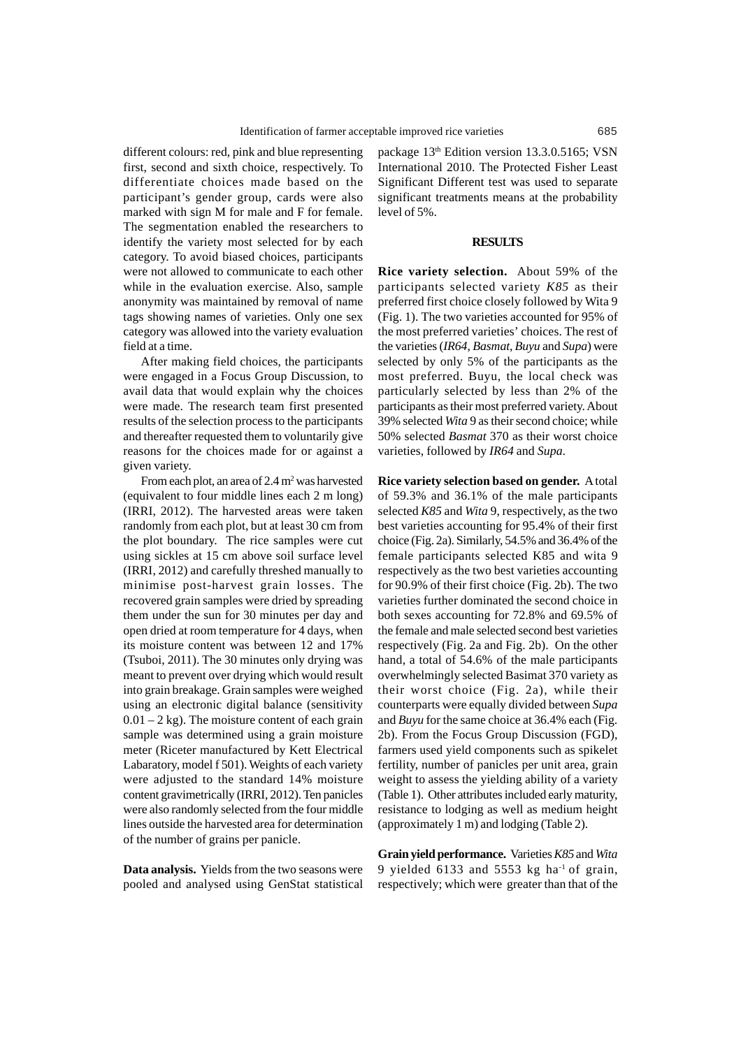different colours: red, pink and blue representing first, second and sixth choice, respectively. To differentiate choices made based on the participant's gender group, cards were also marked with sign M for male and F for female. The segmentation enabled the researchers to identify the variety most selected for by each category. To avoid biased choices, participants were not allowed to communicate to each other while in the evaluation exercise. Also, sample anonymity was maintained by removal of name tags showing names of varieties. Only one sex category was allowed into the variety evaluation field at a time.

After making field choices, the participants were engaged in a Focus Group Discussion, to avail data that would explain why the choices were made. The research team first presented results of the selection process to the participants and thereafter requested them to voluntarily give reasons for the choices made for or against a given variety.

From each plot, an area of 2.4 $m^2$ was harvested (equivalent to four middle lines each 2 m long) (IRRI, 2012). The harvested areas were taken randomly from each plot, but at least 30 cm from the plot boundary. The rice samples were cut using sickles at 15 cm above soil surface level (IRRI, 2012) and carefully threshed manually to minimise post-harvest grain losses. The recovered grain samples were dried by spreading them under the sun for 30 minutes per day and open dried at room temperature for 4 days, when its moisture content was between 12 and 17% (Tsuboi, 2011). The 30 minutes only drying was meant to prevent over drying which would result into grain breakage. Grain samples were weighed using an electronic digital balance (sensitivity 0.01 – 2 kg). The moisture content of each grain sample was determined using a grain moisture meter (Riceter manufactured by Kett Electrical Labaratory, model f 501). Weights of each variety were adjusted to the standard 14% moisture content gravimetrically (IRRI, 2012). Ten panicles were also randomly selected from the four middle lines outside the harvested area for determination of the number of grains per panicle.

**Data analysis.** Yields from the two seasons were pooled and analysed using GenStat statistical package 13th Edition version 13.3.0.5165; VSN International 2010. The Protected Fisher Least Significant Different test was used to separate significant treatments means at the probability level of 5%.

## RESULTS

**Rice variety selection.** About 59% of the participants selected variety *K85* as their preferred first choice closely followed by Wita 9 (Fig. 1). The two varieties accounted for 95% of the most preferred varieties' choices. The rest of the varieties (*IR64*, *Basmat*, *Buyu* and *Supa*) were selected by only 5% of the participants as the most preferred. Buyu, the local check was particularly selected by less than 2% of the participants as their most preferred variety. About 39% selected *Wita* 9 as their second choice; while 50% selected *Basmat* 370 as their worst choice varieties, followed by *IR64* and *Supa*.

**Rice variety selection based on gender.** A total of 59.3% and 36.1% of the male participants selected *K85* and *Wita* 9, respectively, as the two best varieties accounting for 95.4% of their first choice (Fig. 2a). Similarly, 54.5% and 36.4% of the female participants selected K85 and wita 9 respectively as the two best varieties accounting for 90.9% of their first choice (Fig. 2b). The two varieties further dominated the second choice in both sexes accounting for 72.8% and 69.5% of the female and male selected second best varieties respectively (Fig. 2a and Fig. 2b). On the other hand, a total of 54.6% of the male participants overwhelmingly selected Basimat 370 variety as their worst choice (Fig. 2a), while their counterparts were equally divided between *Supa* and *Buyu* for the same choice at 36.4% each (Fig. 2b). From the Focus Group Discussion (FGD), farmers used yield components such as spikelet fertility, number of panicles per unit area, grain weight to assess the yielding ability of a variety (Table 1). Other attributes included early maturity, resistance to lodging as well as medium height (approximately 1 m) and lodging (Table 2).

**Grain yield performance.** Varieties *K85* and *Wita* 9 yielded 6133 and 5553 kg $ha^{-1}$ of grain, respectively; which were greater than that of the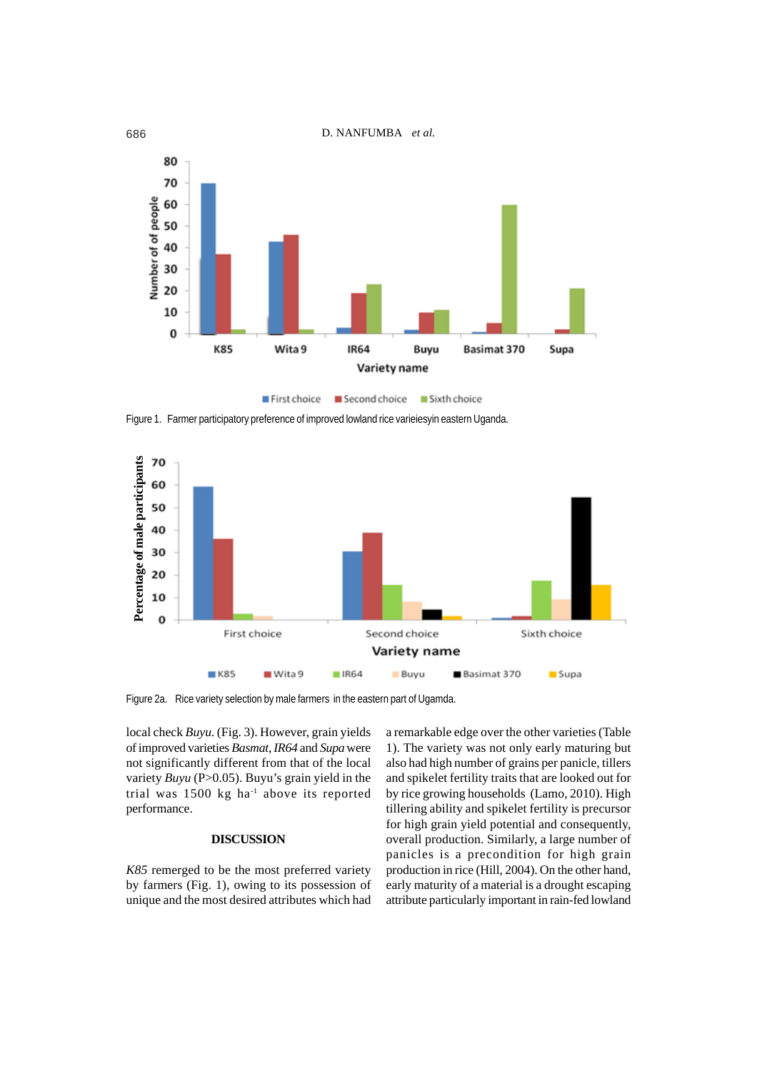Figure 1. Farmer participatory preference of improved lowland rice varieiesyin eastern Uganda.

Figure 2a. Rice variety selection by male farmers in the eastern part of Ugamda.

local check *Buyu.* (Fig. 3). However, grain yields of improved varieties *Basmat*, *IR64* and *Supa* were not significantly different from that of the local variety *Buyu* (P>0.05). Buyu's grain yield in the trial was 1500 kg ha$^{-1}$ above its reported performance.

## DISCUSSION

*K85* remerged to be the most preferred variety by farmers (Fig. 1), owing to its possession of unique and the most desired attributes which had a remarkable edge over the other varieties (Table 1). The variety was not only early maturing but also had high number of grains per panicle, tillers and spikelet fertility traits that are looked out for by rice growing households (Lamo, 2010). High tillering ability and spikelet fertility is precursor for high grain yield potential and consequently, overall production. Similarly, a large number of panicles is a precondition for high grain production in rice (Hill, 2004). On the other hand, early maturity of a material is a drought escaping attribute particularly important in rain-fed lowland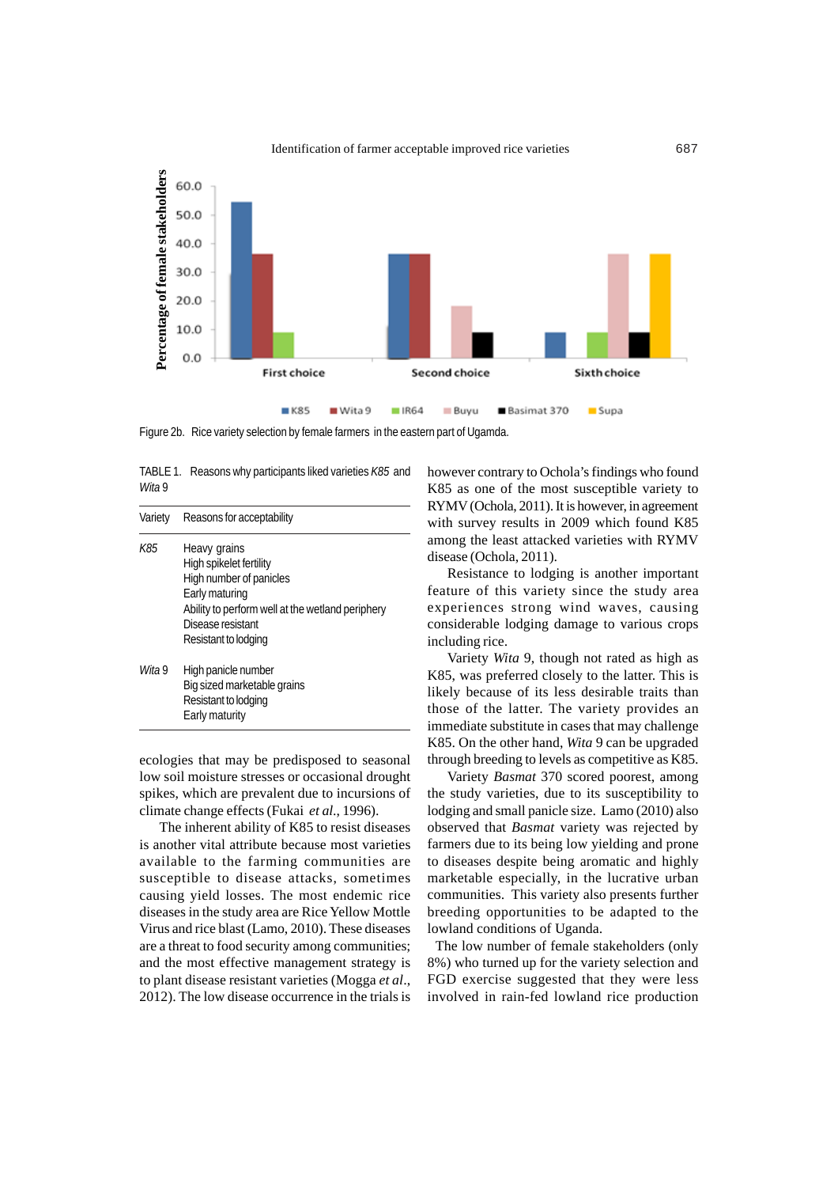Figure 2b. Rice variety selection by female farmers in the eastern part of Ugamda.

TABLE 1. Reasons why participants liked varieties *K85* and *Wita* 9

| Variety | Reasons for acceptability |
|---|---|
| *K85* | Heavy grains<br>High spikelet fertility<br>High number of panicles<br>Early maturing<br>Ability to perform well at the wetland periphery<br>Disease resistant<br>Resistant to lodging |
| *Wita* 9 | High panicle number<br>Big sized marketable grains<br>Resistant to lodging<br>Early maturity |

ecologies that may be predisposed to seasonal low soil moisture stresses or occasional drought spikes, which are prevalent due to incursions of climate change effects (Fukai *et al*., 1996).

The inherent ability of K85 to resist diseases is another vital attribute because most varieties available to the farming communities are susceptible to disease attacks, sometimes causing yield losses. The most endemic rice diseases in the study area are Rice Yellow Mottle Virus and rice blast (Lamo, 2010). These diseases are a threat to food security among communities; and the most effective management strategy is to plant disease resistant varieties (Mogga *et al*., 2012). The low disease occurrence in the trials is however contrary to Ochola's findings who found K85 as one of the most susceptible variety to RYMV (Ochola, 2011). It is however, in agreement with survey results in 2009 which found K85 among the least attacked varieties with RYMV disease (Ochola, 2011).

Resistance to lodging is another important feature of this variety since the study area experiences strong wind waves, causing considerable lodging damage to various crops including rice.

Variety *Wita* 9, though not rated as high as K85, was preferred closely to the latter. This is likely because of its less desirable traits than those of the latter. The variety provides an immediate substitute in cases that may challenge K85. On the other hand, *Wita* 9 can be upgraded through breeding to levels as competitive as K85.

Variety *Basmat* 370 scored poorest, among the study varieties, due to its susceptibility to lodging and small panicle size. Lamo (2010) also observed that *Basmat* variety was rejected by farmers due to its being low yielding and prone to diseases despite being aromatic and highly marketable especially, in the lucrative urban communities. This variety also presents further breeding opportunities to be adapted to the lowland conditions of Uganda.

The low number of female stakeholders (only 8%) who turned up for the variety selection and FGD exercise suggested that they were less involved in rain-fed lowland rice production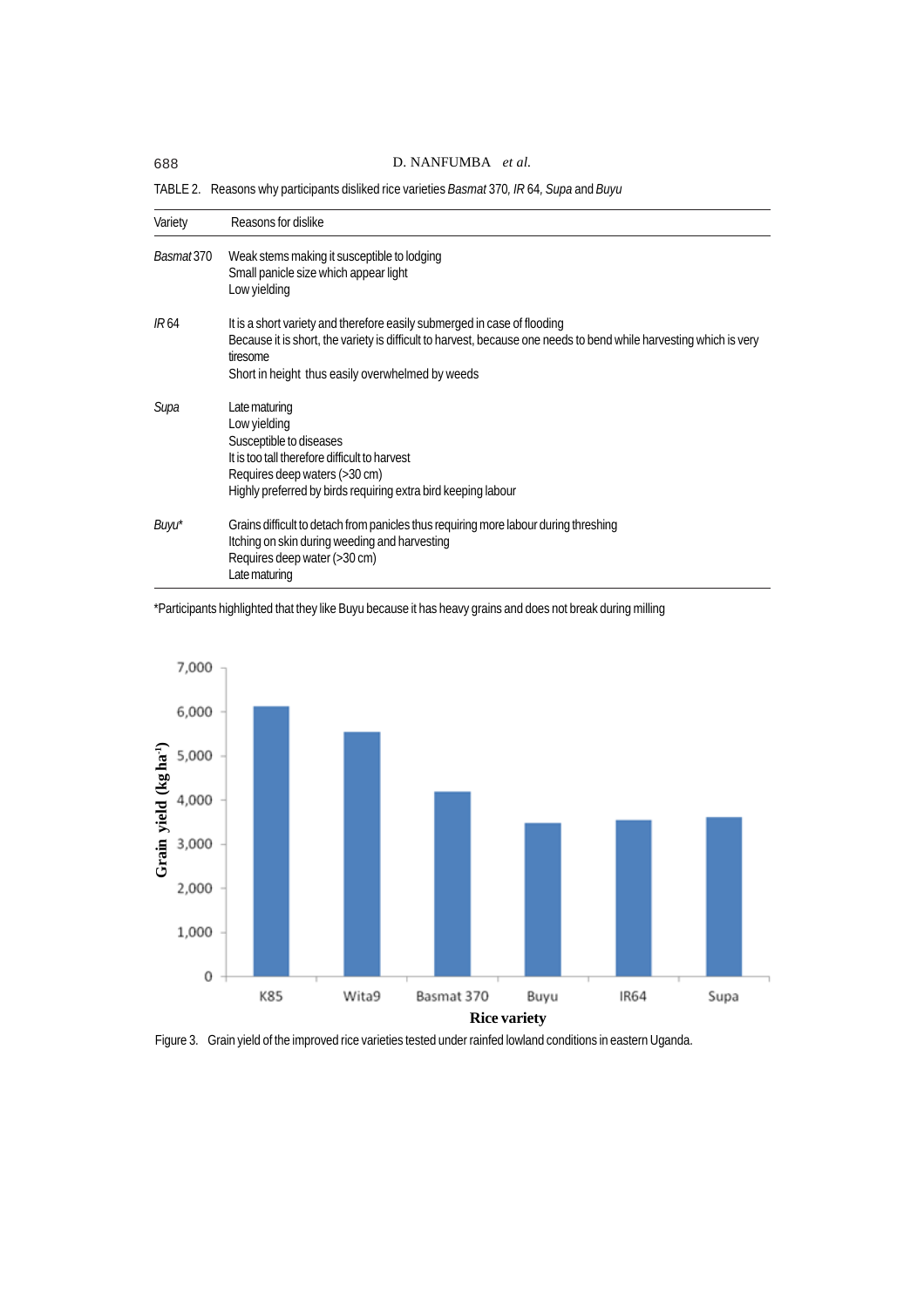TABLE 2. Reasons why participants disliked rice varieties *Basmat* 370, *IR* 64, *Supa* and *Buyu*

| Variety | Reasons for dislike |
|---|---|
| *Basmat* 370 | Weak stems making it susceptible to lodging<br>Small panicle size which appear light<br>Low yielding |
| *IR* 64 | It is a short variety and therefore easily submerged in case of flooding<br>Because it is short, the variety is difficult to harvest, because one needs to bend while harvesting which is very tiresome<br>Short in height thus easily overwhelmed by weeds |
| *Supa* | Late maturing<br>Low yielding<br>Susceptible to diseases<br>It is too tall therefore difficult to harvest<br>Requires deep waters (>30 cm)<br>Highly preferred by birds requiring extra bird keeping labour |
| *Buyu** | Grains difficult to detach from panicles thus requiring more labour during threshing<br>Itching on skin during weeding and harvesting<br>Requires deep water (>30 cm)<br>Late maturing |

*Participants highlighted that they like Buyu because it has heavy grains and does not break during milling

Figure 3. Grain yield of the improved rice varieties tested under rainfed lowland conditions in eastern Uganda.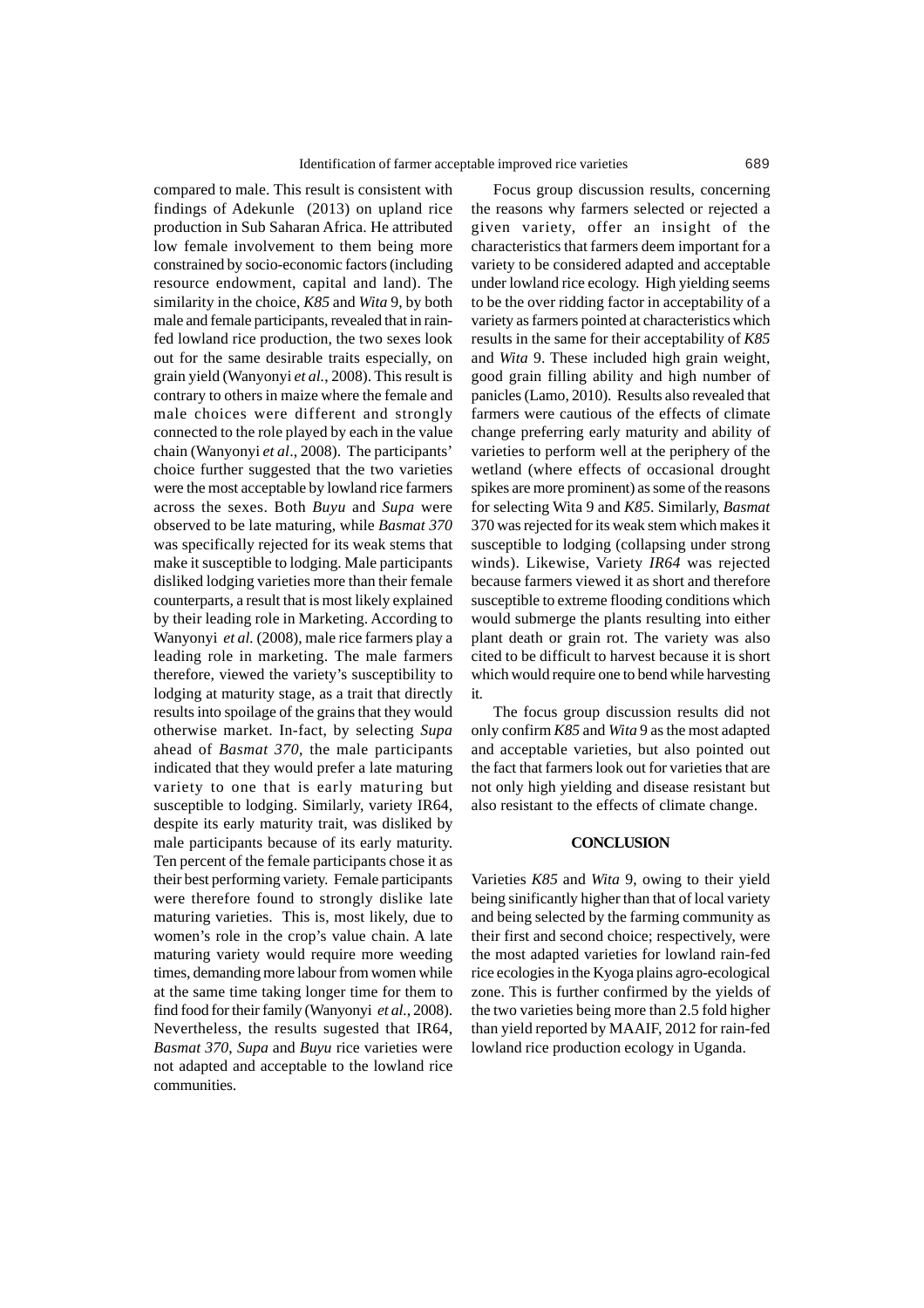compared to male. This result is consistent with findings of Adekunle (2013) on upland rice production in Sub Saharan Africa. He attributed low female involvement to them being more constrained by socio-economic factors (including resource endowment, capital and land). The similarity in the choice, *K85* and *Wita* 9, by both male and female participants, revealed that in rain-fed lowland rice production, the two sexes look out for the same desirable traits especially, on grain yield (Wanyonyi *et al.*, 2008). This result is contrary to others in maize where the female and male choices were different and strongly connected to the role played by each in the value chain (Wanyonyi *et al*., 2008). The participants' choice further suggested that the two varieties were the most acceptable by lowland rice farmers across the sexes. Both *Buyu* and *Supa* were observed to be late maturing, while *Basmat 370* was specifically rejected for its weak stems that make it susceptible to lodging. Male participants disliked lodging varieties more than their female counterparts, a result that is most likely explained by their leading role in Marketing. According to Wanyonyi *et al.* (2008), male rice farmers play a leading role in marketing. The male farmers therefore, viewed the variety's susceptibility to lodging at maturity stage, as a trait that directly results into spoilage of the grains that they would otherwise market. In-fact, by selecting *Supa* ahead of *Basmat 370*, the male participants indicated that they would prefer a late maturing variety to one that is early maturing but susceptible to lodging. Similarly, variety IR64, despite its early maturity trait, was disliked by male participants because of its early maturity. Ten percent of the female participants chose it as their best performing variety. Female participants were therefore found to strongly dislike late maturing varieties. This is, most likely, due to women's role in the crop's value chain. A late maturing variety would require more weeding times, demanding more labour from women while at the same time taking longer time for them to find food for their family (Wanyonyi *et al.*, 2008). Nevertheless, the results sugested that IR64, *Basmat 370*, *Supa* and *Buyu* rice varieties were not adapted and acceptable to the lowland rice communities.

Focus group discussion results, concerning the reasons why farmers selected or rejected a given variety, offer an insight of the characteristics that farmers deem important for a variety to be considered adapted and acceptable under lowland rice ecology. High yielding seems to be the over ridding factor in acceptability of a variety as farmers pointed at characteristics which results in the same for their acceptability of *K85* and *Wita* 9. These included high grain weight, good grain filling ability and high number of panicles (Lamo, 2010). Results also revealed that farmers were cautious of the effects of climate change preferring early maturity and ability of varieties to perform well at the periphery of the wetland (where effects of occasional drought spikes are more prominent) as some of the reasons for selecting Wita 9 and *K85*. Similarly, *Basmat* 370 was rejected for its weak stem which makes it susceptible to lodging (collapsing under strong winds). Likewise, Variety *IR64* was rejected because farmers viewed it as short and therefore susceptible to extreme flooding conditions which would submerge the plants resulting into either plant death or grain rot. The variety was also cited to be difficult to harvest because it is short which would require one to bend while harvesting it.

The focus group discussion results did not only confirm *K85* and *Wita* 9 as the most adapted and acceptable varieties, but also pointed out the fact that farmers look out for varieties that are not only high yielding and disease resistant but also resistant to the effects of climate change.

## CONCLUSION

Varieties *K85* and *Wita* 9, owing to their yield being sinificantly higher than that of local variety and being selected by the farming community as their first and second choice; respectively, were the most adapted varieties for lowland rain-fed rice ecologies in the Kyoga plains agro-ecological zone. This is further confirmed by the yields of the two varieties being more than 2.5 fold higher than yield reported by MAAIF, 2012 for rain-fed lowland rice production ecology in Uganda.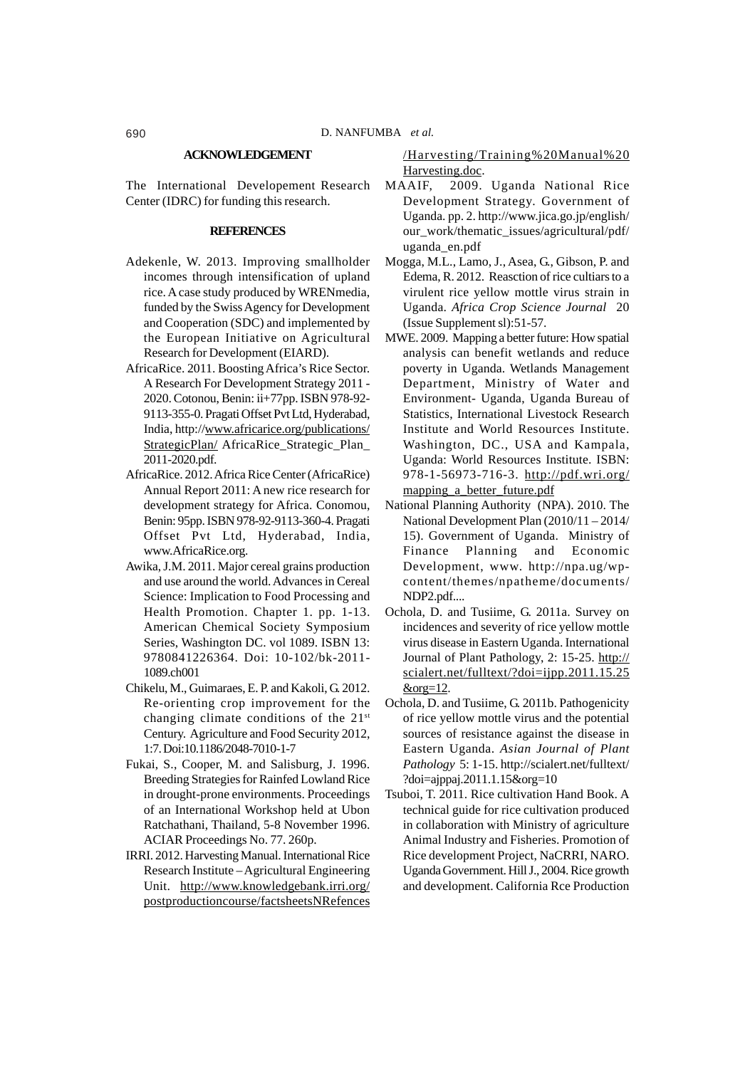## ACKNOWLEDGEMENT

The International Developement Research Center (IDRC) for funding this research.

## REFERENCES

Adekenle, W. 2013. Improving smallholder incomes through intensification of upland rice. A case study produced by WRENmedia, funded by the Swiss Agency for Development and Cooperation (SDC) and implemented by the European Initiative on Agricultural Research for Development (EIARD).

AfricaRice. 2011. Boosting Africa's Rice Sector. A Research For Development Strategy 2011 - 2020. Cotonou, Benin: ii+77pp. ISBN 978-92-9113-355-0. Pragati Offset Pvt Ltd, Hyderabad, India, http://www.africarice.org/publications/StrategicPlan/ AfricaRice_Strategic_Plan_2011-2020.pdf.

AfricaRice. 2012. Africa Rice Center (AfricaRice) Annual Report 2011: A new rice research for development strategy for Africa. Conomou, Benin: 95pp. ISBN 978-92-9113-360-4. Pragati Offset Pvt Ltd, Hyderabad, India, www.AfricaRice.org.

Awika, J.M. 2011. Major cereal grains production and use around the world. Advances in Cereal Science: Implication to Food Processing and Health Promotion. Chapter 1. pp. 1-13. American Chemical Society Symposium Series, Washington DC. vol 1089. ISBN 13: 9780841226364. Doi: 10-102/bk-2011-1089.ch001

Chikelu, M., Guimaraes, E. P. and Kakoli, G. 2012. Re-orienting crop improvement for the changing climate conditions of the 21st Century. Agriculture and Food Security 2012, 1:7. Doi:10.1186/2048-7010-1-7

Fukai, S., Cooper, M. and Salisburg, J. 1996. Breeding Strategies for Rainfed Lowland Rice in drought-prone environments. Proceedings of an International Workshop held at Ubon Ratchathani, Thailand, 5-8 November 1996. ACIAR Proceedings No. 77. 260p.

IRRI. 2012. Harvesting Manual. International Rice Research Institute – Agricultural Engineering Unit. http://www.knowledgebank.irri.org/postproductioncourse/factsheetsNRefences/Harvesting/Training%20Manual%20Harvesting.doc.

MAAIF, 2009. Uganda National Rice Development Strategy. Government of Uganda. pp. 2. http://www.jica.go.jp/english/our_work/thematic_issues/agricultural/pdf/uganda_en.pdf

Mogga, M.L., Lamo, J., Asea, G., Gibson, P. and Edema, R. 2012. Reasction of rice cultiars to a virulent rice yellow mottle virus strain in Uganda. *Africa Crop Science Journal* 20 (Issue Supplement sl):51-57.

MWE. 2009. Mapping a better future: How spatial analysis can benefit wetlands and reduce poverty in Uganda. Wetlands Management Department, Ministry of Water and Environment- Uganda, Uganda Bureau of Statistics, International Livestock Research Institute and World Resources Institute. Washington, DC., USA and Kampala, Uganda: World Resources Institute. ISBN: 978-1-56973-716-3. http://pdf.wri.org/mapping_a_better_future.pdf

National Planning Authority (NPA). 2010. The National Development Plan (2010/11 – 2014/15). Government of Uganda. Ministry of Finance Planning and Economic Development, www. http://npa.ug/wp-content/themes/npatheme/documents/NDP2.pdf....

Ochola, D. and Tusiime, G. 2011a. Survey on incidences and severity of rice yellow mottle virus disease in Eastern Uganda. International Journal of Plant Pathology, 2: 15-25. http://scialert.net/fulltext/?doi=ijpp.2011.15.25&org=12.

Ochola, D. and Tusiime, G. 2011b. Pathogenicity of rice yellow mottle virus and the potential sources of resistance against the disease in Eastern Uganda. *Asian Journal of Plant Pathology* 5: 1-15. http://scialert.net/fulltext/?doi=ajppaj.2011.1.15&org=10

Tsuboi, T. 2011. Rice cultivation Hand Book. A technical guide for rice cultivation produced in collaboration with Ministry of agriculture Animal Industry and Fisheries. Promotion of Rice development Project, NaCRRI, NARO. Uganda Government. Hill J., 2004. Rice growth and development. California Rce Production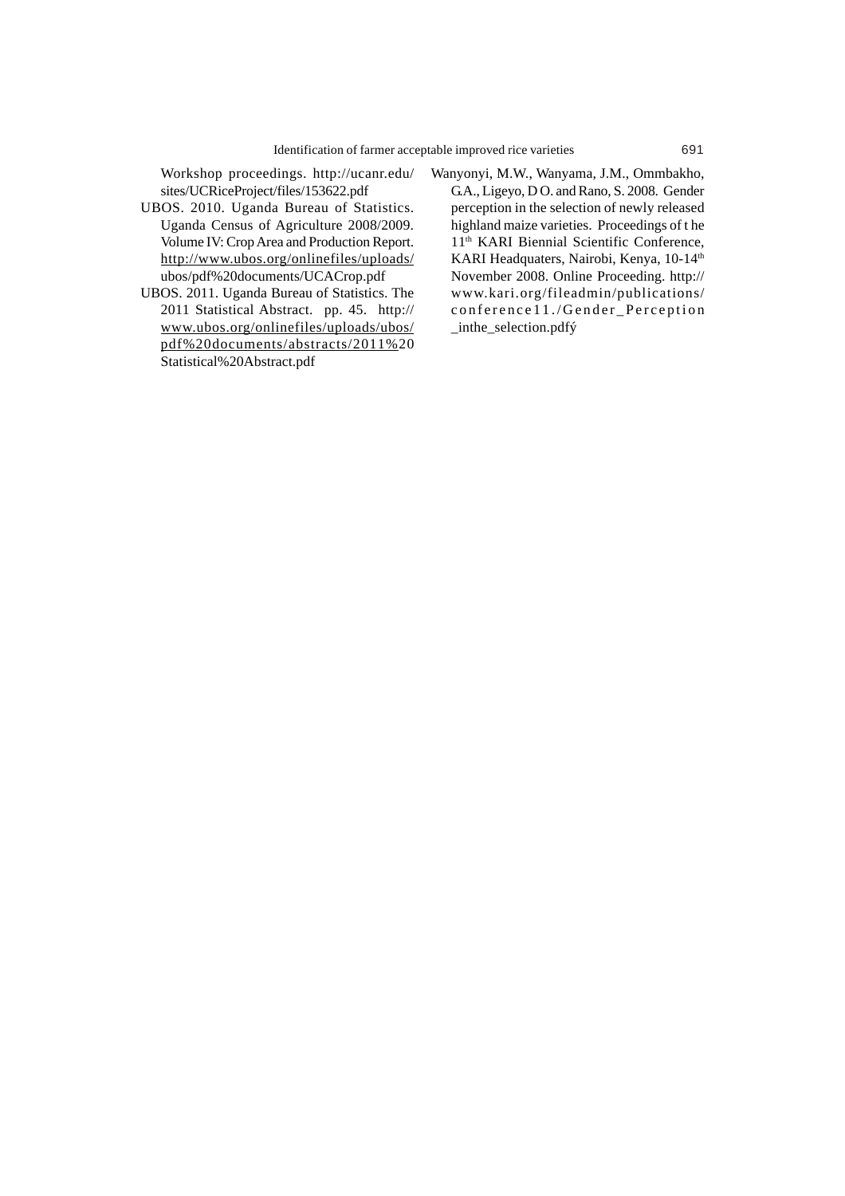Workshop proceedings. http://ucanr.edu/sites/UCRiceProject/files/153622.pdf

UBOS. 2010. Uganda Bureau of Statistics. Uganda Census of Agriculture 2008/2009. Volume IV: Crop Area and Production Report. http://www.ubos.org/onlinefiles/uploads/ubos/pdf%20documents/UCACrop.pdf

UBOS. 2011. Uganda Bureau of Statistics. The 2011 Statistical Abstract. pp. 45. http://www.ubos.org/onlinefiles/uploads/ubos/pdf%20documents/abstracts/2011%20Statistical%20Abstract.pdf

Wanyonyi, M.W., Wanyama, J.M., Ommbakho, G.A., Ligeyo, D O. and Rano, S. 2008. Gender perception in the selection of newly released highland maize varieties. Proceedings of t he 11th KARI Biennial Scientific Conference, KARI Headquaters, Nairobi, Kenya, 10-14th November 2008. Online Proceeding. http://www.kari.org/fileadmin/publications/conference11./Gender_Perception_inthe_selection.pdfý